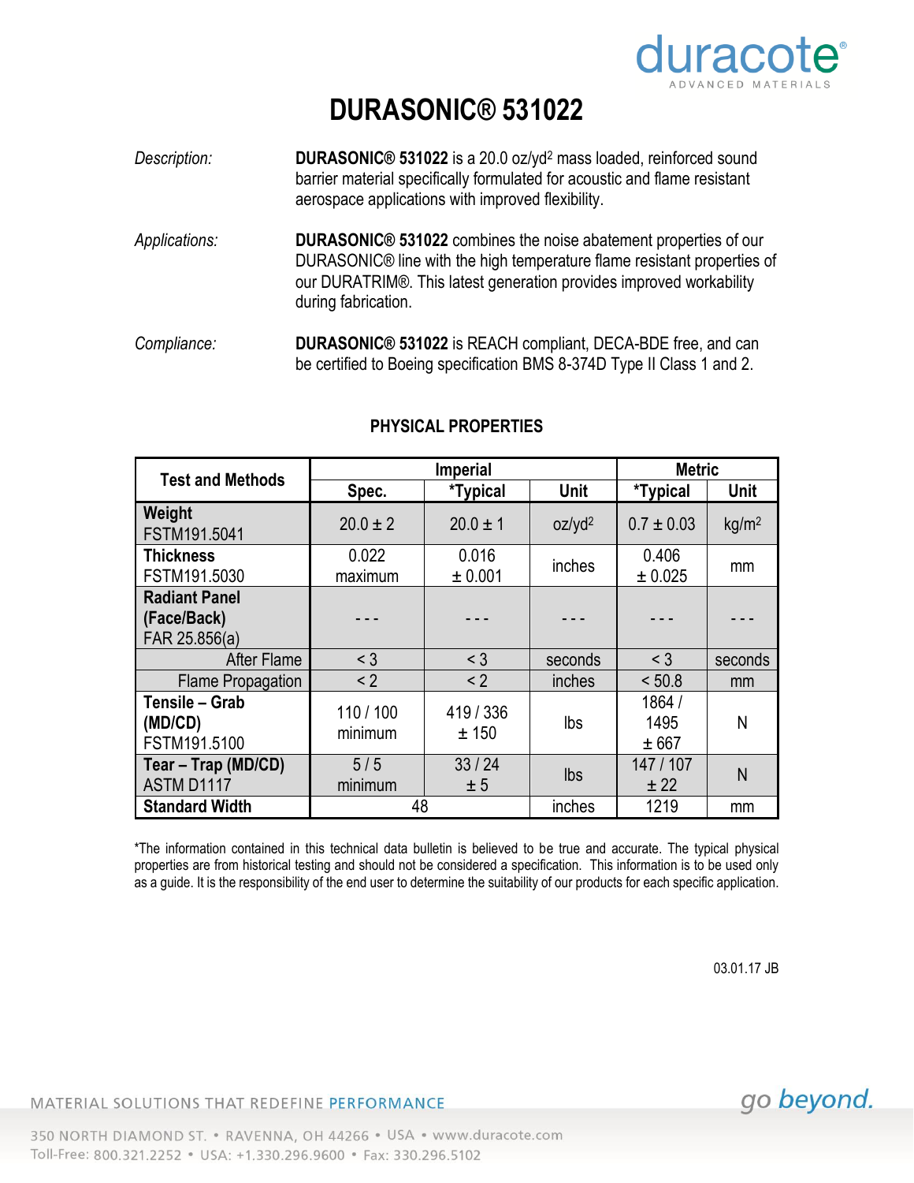# DURASONIC® 531022

*Description:* **DURASONIC® 531022** is a 20.0 oz/yd² mass loaded, reinforced sound barrier material specifically formulated for acoustic and flame resistant aerospace applications with improved flexibility.

*Applications:* **DURASONIC® 531022** combines the noise abatement properties of our DURASONIC® line with the high temperature flame resistant properties of our DURATRIM®. This latest generation provides improved workability during fabrication.

*Compliance:* **DURASONIC® 531022** is REACH compliant, DECA-BDE free, and can be certified to Boeing specification BMS 8-374D Type II Class 1 and 2.

## PHYSICAL PROPERTIES

| Test and Methods | Imperial | | | Metric | |
|---|---|---|---|---|---|
| | Spec. | *Typical | Unit | *Typical | Unit |
| **Weight** FSTM191.5041 | 20.0 ± 2 | 20.0 ± 1 | oz/yd² | 0.7 ± 0.03 | kg/m² |
| **Thickness** FSTM191.5030 | 0.022 maximum | 0.016 ± 0.001 | inches | 0.406 ± 0.025 | mm |
| **Radiant Panel (Face/Back)** FAR 25.856(a) | - - - | - - - | - - - | - - - | - - - |
| After Flame | < 3 | < 3 | seconds | < 3 | seconds |
| Flame Propagation | < 2 | < 2 | inches | < 50.8 | mm |
| **Tensile – Grab (MD/CD)** FSTM191.5100 | 110 / 100 minimum | 419 / 336 ± 150 | lbs | 1864 / 1495 ± 667 | N |
| **Tear – Trap (MD/CD)** ASTM D1117 | 5 / 5 minimum | 33 / 24 ± 5 | lbs | 147 / 107 ± 22 | N |
| **Standard Width** | 48 | | inches | 1219 | mm |

*The information contained in this technical data bulletin is believed to be true and accurate. The typical physical properties are from historical testing and should not be considered a specification. This information is to be used only as a guide. It is the responsibility of the end user to determine the suitability of our products for each specific application.

03.01.17 JB

MATERIAL SOLUTIONS THAT REDEFINE PERFORMANCE

go beyond.

350 NORTH DIAMOND ST. • RAVENNA, OH 44266 • USA • www.duracote.com
Toll-Free: 800.321.2252 • USA: +1.330.296.9600 • Fax: 330.296.5102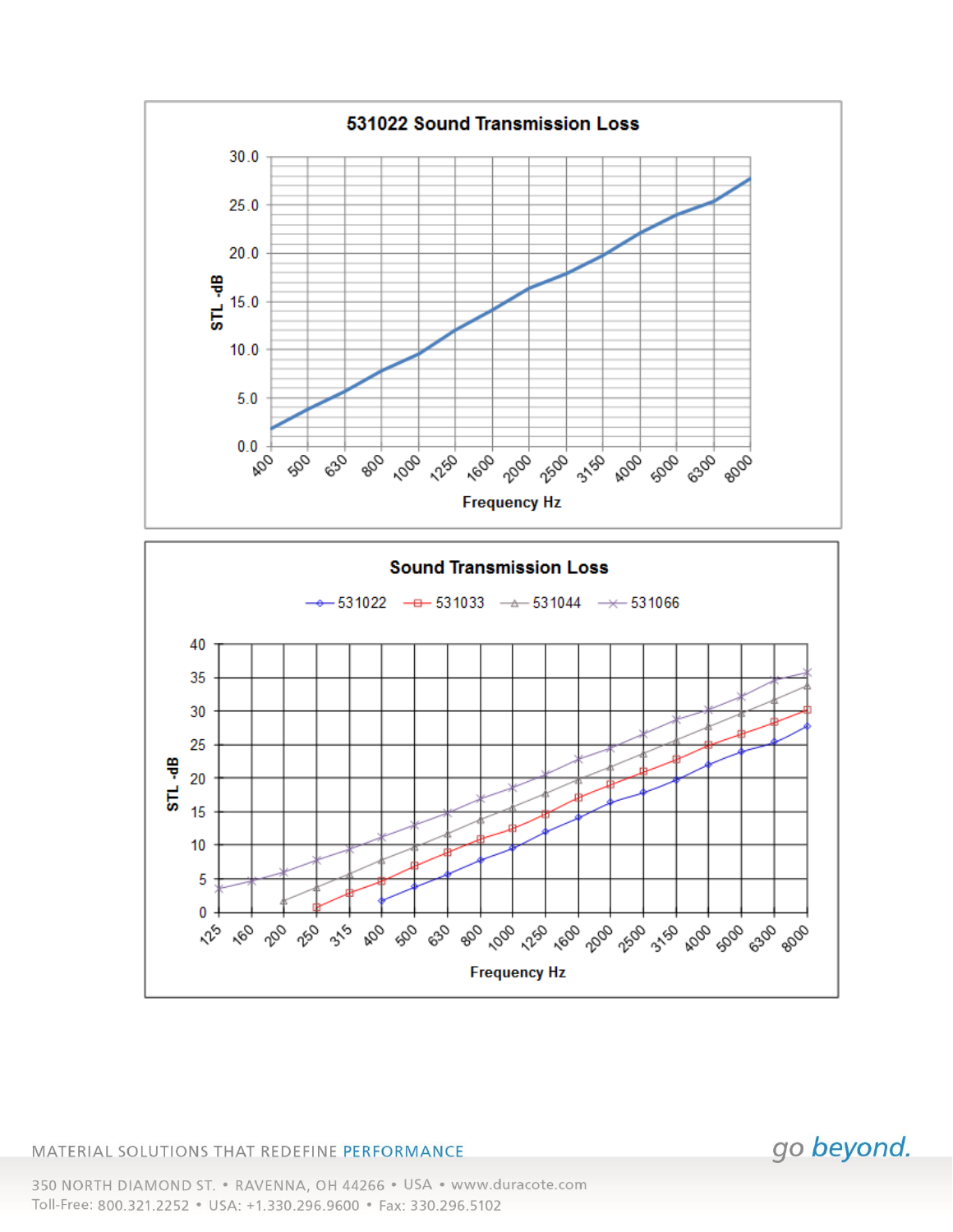531022 Sound Transmission Loss

STL -dB

30.0
25.0
20.0
15.0
10.0
5.0
0.0

400 500 630 800 1000 1250 1600 2000 2500 3150 4000 5000 6300 8000

Frequency Hz

Sound Transmission Loss

531022 531033 531044 531066

STL -dB

40
35
30
25
20
15
10
5
0

125 160 200 250 315 400 500 630 800 1000 1250 1600 2000 2500 3150 4000 5000 6300 8000

Frequency Hz

MATERIAL SOLUTIONS THAT REDEFINE PERFORMANCE

go beyond.

350 NORTH DIAMOND ST. • RAVENNA, OH 44266 • USA • www.duracote.com
Toll-Free: 800.321.2252 • USA: +1.330.296.9600 • Fax: 330.296.5102